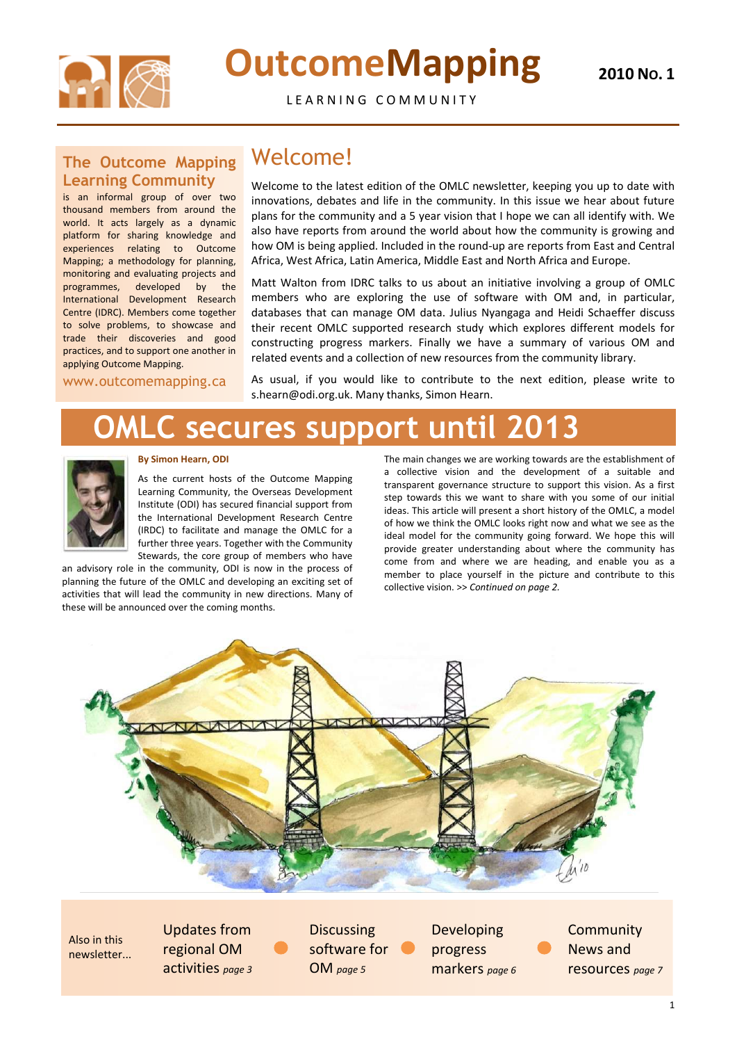# OutcomeMapping

LEARNING COMMUNITY

**2010 No. 1**

## The Outcome Mapping Learning Community

is an informal group of over two thousand members from around the world. It acts largely as a dynamic platform for sharing knowledge and experiences relating to Outcome Mapping; a methodology for planning, monitoring and evaluating projects and programmes, developed by the International Development Research Centre (IDRC). Members come together to solve problems, to showcase and trade their discoveries and good practices, and to support one another in applying Outcome Mapping.

www.outcomemapping.ca

## Welcome!

Welcome to the latest edition of the OMLC newsletter, keeping you up to date with innovations, debates and life in the community. In this issue we hear about future plans for the community and a 5 year vision that I hope we can all identify with. We also have reports from around the world about how the community is growing and how OM is being applied. Included in the round-up are reports from East and Central Africa, West Africa, Latin America, Middle East and North Africa and Europe.

Matt Walton from IDRC talks to us about an initiative involving a group of OMLC members who are exploring the use of software with OM and, in particular, databases that can manage OM data. Julius Nyangaga and Heidi Schaeffer discuss their recent OMLC supported research study which explores different models for constructing progress markers. Finally we have a summary of various OM and related events and a collection of new resources from the community library.

As usual, if you would like to contribute to the next edition, please write to s.hearn@odi.org.uk. Many thanks, Simon Hearn.

# OMLC secures support until 2013

**By Simon Hearn, ODI**

As the current hosts of the Outcome Mapping Learning Community, the Overseas Development Institute (ODI) has secured financial support from the International Development Research Centre (IRDC) to facilitate and manage the OMLC for a further three years. Together with the Community Stewards, the core group of members who have an advisory role in the community, ODI is now in the process of planning the future of the OMLC and developing an exciting set of activities that will lead the community in new directions. Many of these will be announced over the coming months.

The main changes we are working towards are the establishment of a collective vision and the development of a suitable and transparent governance structure to support this vision. As a first step towards this we want to share with you some of our initial ideas. This article will present a short history of the OMLC, a model of how we think the OMLC looks right now and what we see as the ideal model for the community going forward. We hope this will provide greater understanding about where the community has come from and where we are heading, and enable you as a member to place yourself in the picture and contribute to this collective vision. >> *Continued on page 2.*

Also in this newsletter...

- Updates from regional OM activities *page 3*
- Discussing software for OM *page 5*
- Developing progress markers *page 6*
- Community News and resources *page 7*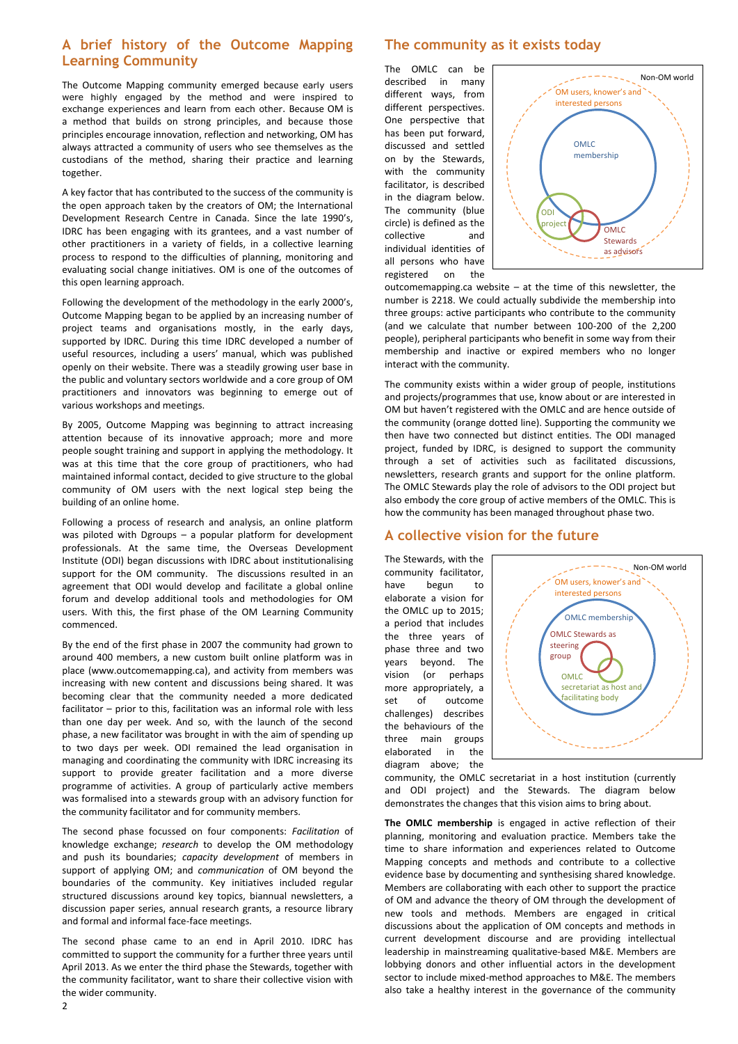## A brief history of the Outcome Mapping Learning Community

The Outcome Mapping community emerged because early users were highly engaged by the method and were inspired to exchange experiences and learn from each other. Because OM is a method that builds on strong principles, and because those principles encourage innovation, reflection and networking, OM has always attracted a community of users who see themselves as the custodians of the method, sharing their practice and learning together.

A key factor that has contributed to the success of the community is the open approach taken by the creators of OM; the International Development Research Centre in Canada. Since the late 1990's, IDRC has been engaging with its grantees, and a vast number of other practitioners in a variety of fields, in a collective learning process to respond to the difficulties of planning, monitoring and evaluating social change initiatives. OM is one of the outcomes of this open learning approach.

Following the development of the methodology in the early 2000's, Outcome Mapping began to be applied by an increasing number of project teams and organisations mostly, in the early days, supported by IDRC. During this time IDRC developed a number of useful resources, including a users' manual, which was published openly on their website. There was a steadily growing user base in the public and voluntary sectors worldwide and a core group of OM practitioners and innovators was beginning to emerge out of various workshops and meetings.

By 2005, Outcome Mapping was beginning to attract increasing attention because of its innovative approach; more and more people sought training and support in applying the methodology. It was at this time that the core group of practitioners, who had maintained informal contact, decided to give structure to the global community of OM users with the next logical step being the building of an online home.

Following a process of research and analysis, an online platform was piloted with Dgroups – a popular platform for development professionals. At the same time, the Overseas Development Institute (ODI) began discussions with IDRC about institutionalising support for the OM community. The discussions resulted in an agreement that ODI would develop and facilitate a global online forum and develop additional tools and methodologies for OM users. With this, the first phase of the OM Learning Community commenced.

By the end of the first phase in 2007 the community had grown to around 400 members, a new custom built online platform was in place (www.outcomemapping.ca), and activity from members was increasing with new content and discussions being shared. It was becoming clear that the community needed a more dedicated facilitator – prior to this, facilitation was an informal role with less than one day per week. And so, with the launch of the second phase, a new facilitator was brought in with the aim of spending up to two days per week. ODI remained the lead organisation in managing and coordinating the community with IDRC increasing its support to provide greater facilitation and a more diverse programme of activities. A group of particularly active members was formalised into a stewards group with an advisory function for the community facilitator and for community members.

The second phase focussed on four components: *Facilitation* of knowledge exchange; *research* to develop the OM methodology and push its boundaries; *capacity development* of members in support of applying OM; and *communication* of OM beyond the boundaries of the community. Key initiatives included regular structured discussions around key topics, biannual newsletters, a discussion paper series, annual research grants, a resource library and formal and informal face-face meetings.

The second phase came to an end in April 2010. IDRC has committed to support the community for a further three years until April 2013. As we enter the third phase the Stewards, together with the community facilitator, want to share their collective vision with the wider community.

## The community as it exists today

The OMLC can be described in many different ways, from different perspectives. One perspective that has been put forward, discussed and settled on by the Stewards, with the community facilitator, is described in the diagram below.

Non-OM world
OM users, knower's and interested persons
OMLC membership
ODI project
OMLC Stewards as advisors

The community (blue circle) is defined as the collective and individual identities of all persons who have registered on the outcomemapping.ca website – at the time of this newsletter, the number is 2218. We could actually subdivide the membership into three groups: active participants who contribute to the community (and we calculate that number between 100-200 of the 2,200 people), peripheral participants who benefit in some way from their membership and inactive or expired members who no longer interact with the community.

The community exists within a wider group of people, institutions and projects/programmes that use, know about or are interested in OM but haven't registered with the OMLC and are hence outside of the community (orange dotted line). Supporting the community we then have two connected but distinct entities. The ODI managed project, funded by IDRC, is designed to support the community through a set of activities such as facilitated discussions, newsletters, research grants and support for the online platform. The OMLC Stewards play the role of advisors to the ODI project but also embody the core group of active members of the OMLC. This is how the community has been managed throughout phase two.

## A collective vision for the future

The Stewards, with the community facilitator, have begun to elaborate a vision for the OMLC up to 2015; a period that includes the three years of phase three and two years beyond. The vision (or perhaps more appropriately, a set of outcome challenges) describes the behaviours of the three main groups elaborated in the diagram above; the community, the OMLC secretariat in a host institution (currently and ODI project) and the Stewards. The diagram below demonstrates the changes that this vision aims to bring about.

Non-OM world
OM users, knower's and interested persons
OMLC membership
OMLC Stewards as steering group
OMLC secretariat as host and facilitating body

**The OMLC membership** is engaged in active reflection of their planning, monitoring and evaluation practice. Members take the time to share information and experiences related to Outcome Mapping concepts and methods and contribute to a collective evidence base by documenting and synthesising shared knowledge. Members are collaborating with each other to support the practice of OM and advance the theory of OM through the development of new tools and methods. Members are engaged in critical discussions about the application of OM concepts and methods in current development discourse and are providing intellectual leadership in mainstreaming qualitative-based M&E. Members are lobbying donors and other influential actors in the development sector to include mixed-method approaches to M&E. The members also take a healthy interest in the governance of the community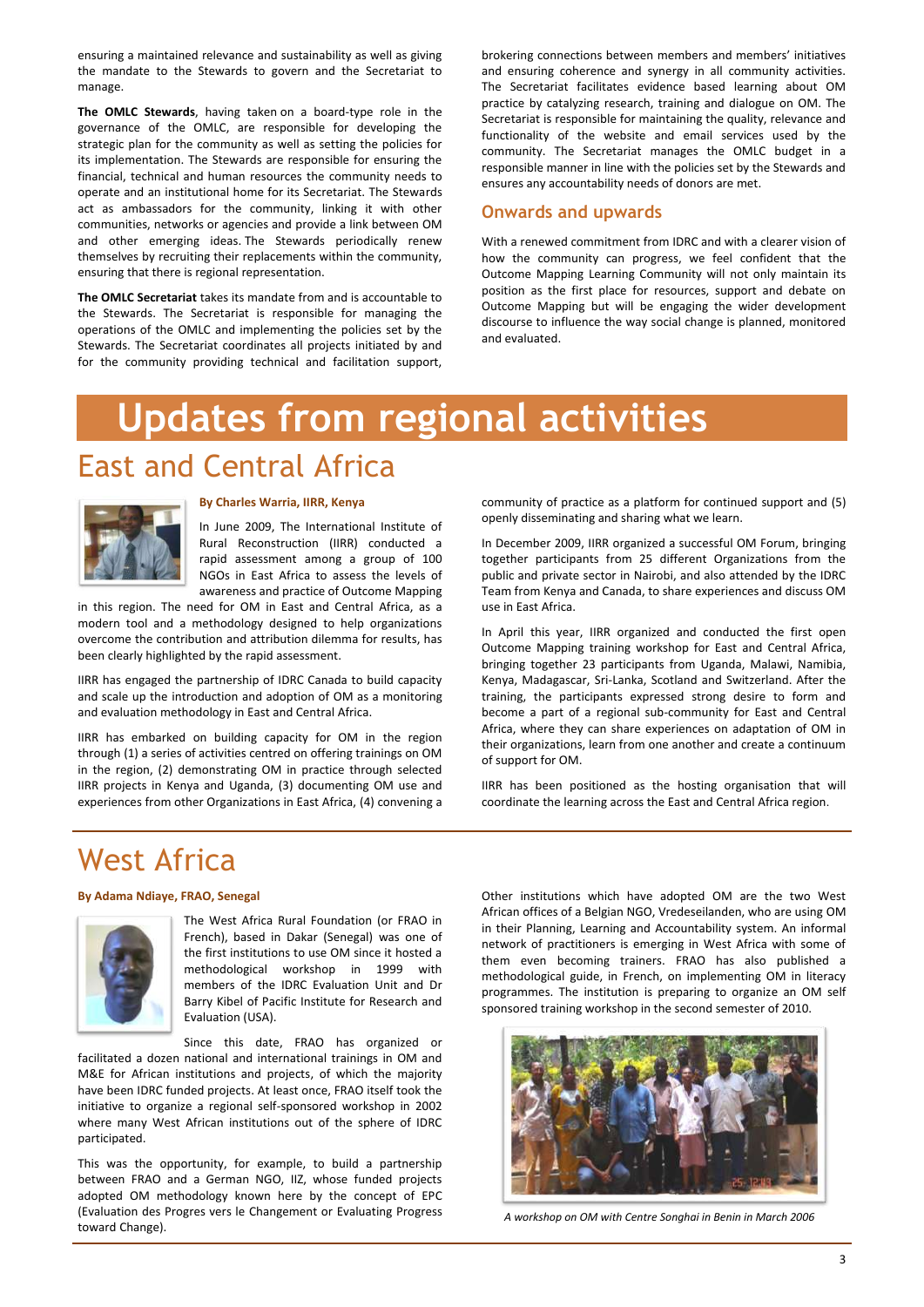ensuring a maintained relevance and sustainability as well as giving the mandate to the Stewards to govern and the Secretariat to manage.

**The OMLC Stewards**, having taken on a board-type role in the governance of the OMLC, are responsible for developing the strategic plan for the community as well as setting the policies for its implementation. The Stewards are responsible for ensuring the financial, technical and human resources the community needs to operate and an institutional home for its Secretariat. The Stewards act as ambassadors for the community, linking it with other communities, networks or agencies and provide a link between OM and other emerging ideas. The Stewards periodically renew themselves by recruiting their replacements within the community, ensuring that there is regional representation.

**The OMLC Secretariat** takes its mandate from and is accountable to the Stewards. The Secretariat is responsible for managing the operations of the OMLC and implementing the policies set by the Stewards. The Secretariat coordinates all projects initiated by and for the community providing technical and facilitation support, brokering connections between members and members' initiatives and ensuring coherence and synergy in all community activities. The Secretariat facilitates evidence based learning about OM practice by catalyzing research, training and dialogue on OM. The Secretariat is responsible for maintaining the quality, relevance and functionality of the website and email services used by the community. The Secretariat manages the OMLC budget in a responsible manner in line with the policies set by the Stewards and ensures any accountability needs of donors are met.

### Onwards and upwards

With a renewed commitment from IDRC and with a clearer vision of how the community can progress, we feel confident that the Outcome Mapping Learning Community will not only maintain its position as the first place for resources, support and debate on Outcome Mapping but will be engaging the wider development discourse to influence the way social change is planned, monitored and evaluated.

# Updates from regional activities

## East and Central Africa

**By Charles Warria, IIRR, Kenya**

In June 2009, The International Institute of Rural Reconstruction (IIRR) conducted a rapid assessment among a group of 100 NGOs in East Africa to assess the levels of awareness and practice of Outcome Mapping in this region. The need for OM in East and Central Africa, as a modern tool and a methodology designed to help organizations overcome the contribution and attribution dilemma for results, has been clearly highlighted by the rapid assessment.

IIRR has engaged the partnership of IDRC Canada to build capacity and scale up the introduction and adoption of OM as a monitoring and evaluation methodology in East and Central Africa.

IIRR has embarked on building capacity for OM in the region through (1) a series of activities centred on offering trainings on OM in the region, (2) demonstrating OM in practice through selected IIRR projects in Kenya and Uganda, (3) documenting OM use and experiences from other Organizations in East Africa, (4) convening a community of practice as a platform for continued support and (5) openly disseminating and sharing what we learn.

In December 2009, IIRR organized a successful OM Forum, bringing together participants from 25 different Organizations from the public and private sector in Nairobi, and also attended by the IDRC Team from Kenya and Canada, to share experiences and discuss OM use in East Africa.

In April this year, IIRR organized and conducted the first open Outcome Mapping training workshop for East and Central Africa, bringing together 23 participants from Uganda, Malawi, Namibia, Kenya, Madagascar, Sri-Lanka, Scotland and Switzerland. After the training, the participants expressed strong desire to form and become a part of a regional sub-community for East and Central Africa, where they can share experiences on adaptation of OM in their organizations, learn from one another and create a continuum of support for OM.

IIRR has been positioned as the hosting organisation that will coordinate the learning across the East and Central Africa region.

## West Africa

**By Adama Ndiaye, FRAO, Senegal**

The West Africa Rural Foundation (or FRAO in French), based in Dakar (Senegal) was one of the first institutions to use OM since it hosted a methodological workshop in 1999 with members of the IDRC Evaluation Unit and Dr Barry Kibel of Pacific Institute for Research and Evaluation (USA).

Since this date, FRAO has organized or facilitated a dozen national and international trainings in OM and M&E for African institutions and projects, of which the majority have been IDRC funded projects. At least once, FRAO itself took the initiative to organize a regional self-sponsored workshop in 2002 where many West African institutions out of the sphere of IDRC participated.

This was the opportunity, for example, to build a partnership between FRAO and a German NGO, IIZ, whose funded projects adopted OM methodology known here by the concept of EPC (Evaluation des Progres vers le Changement or Evaluating Progress toward Change).

Other institutions which have adopted OM are the two West African offices of a Belgian NGO, Vredeseilanden, who are using OM in their Planning, Learning and Accountability system. An informal network of practitioners is emerging in West Africa with some of them even becoming trainers. FRAO has also published a methodological guide, in French, on implementing OM in literacy programmes. The institution is preparing to organize an OM self sponsored training workshop in the second semester of 2010.

*A workshop on OM with Centre Songhai in Benin in March 2006*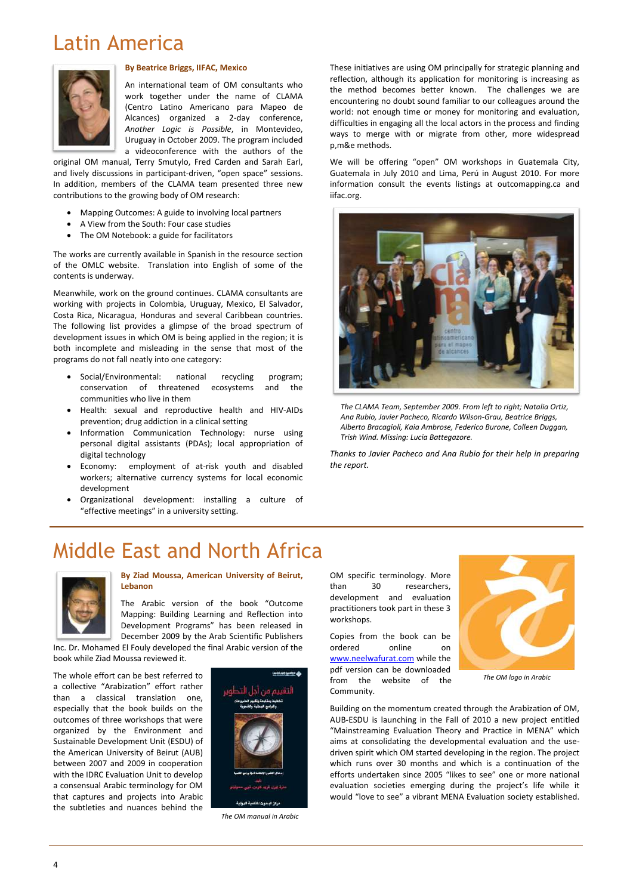# Latin America

**By Beatrice Briggs, IIFAC, Mexico**

An international team of OM consultants who work together under the name of CLAMA (Centro Latino Americano para Mapeo de Alcances) organized a 2-day conference, *Another Logic is Possible*, in Montevideo, Uruguay in October 2009. The program included a videoconference with the authors of the original OM manual, Terry Smutylo, Fred Carden and Sarah Earl, and lively discussions in participant-driven, "open space" sessions. In addition, members of the CLAMA team presented three new contributions to the growing body of OM research:

- Mapping Outcomes: A guide to involving local partners
- A View from the South: Four case studies
- The OM Notebook: a guide for facilitators

The works are currently available in Spanish in the resource section of the OMLC website. Translation into English of some of the contents is underway.

Meanwhile, work on the ground continues. CLAMA consultants are working with projects in Colombia, Uruguay, Mexico, El Salvador, Costa Rica, Nicaragua, Honduras and several Caribbean countries. The following list provides a glimpse of the broad spectrum of development issues in which OM is being applied in the region; it is both incomplete and misleading in the sense that most of the programs do not fall neatly into one category:

- Social/Environmental: national recycling program; conservation of threatened ecosystems and the communities who live in them
- Health: sexual and reproductive health and HIV-AIDs prevention; drug addiction in a clinical setting
- Information Communication Technology: nurse using personal digital assistants (PDAs); local appropriation of digital technology
- Economy: employment of at-risk youth and disabled workers; alternative currency systems for local economic development
- Organizational development: installing a culture of "effective meetings" in a university setting.

These initiatives are using OM principally for strategic planning and reflection, although its application for monitoring is increasing as the method becomes better known. The challenges we are encountering no doubt sound familiar to our colleagues around the world: not enough time or money for monitoring and evaluation, difficulties in engaging all the local actors in the process and finding ways to merge with or migrate from other, more widespread p,m&e methods.

We will be offering "open" OM workshops in Guatemala City, Guatemala in July 2010 and Lima, Perú in August 2010. For more information consult the events listings at outcomapping.ca and iifac.org.

*The CLAMA Team, September 2009. From left to right; Natalia Ortiz, Ana Rubio, Javier Pacheco, Ricardo Wilson-Grau, Beatrice Briggs, Alberto Bracagioli, Kaia Ambrose, Federico Burone, Colleen Duggan, Trish Wind. Missing: Lucia Battegazore.*

*Thanks to Javier Pacheco and Ana Rubio for their help in preparing the report.*

# Middle East and North Africa

**By Ziad Moussa, American University of Beirut, Lebanon**

The Arabic version of the book "Outcome Mapping: Building Learning and Reflection into Development Programs" has been released in December 2009 by the Arab Scientific Publishers Inc. Dr. Mohamed El Fouly developed the final Arabic version of the book while Ziad Moussa reviewed it.

The whole effort can be best referred to a collective "Arabization" effort rather than a classical translation one, especially that the book builds on the outcomes of three workshops that were organized by the Environment and Sustainable Development Unit (ESDU) of the American University of Beirut (AUB) between 2007 and 2009 in cooperation with the IDRC Evaluation Unit to develop a consensual Arabic terminology for OM that captures and projects into Arabic the subtleties and nuances behind the OM specific terminology. More than 30 researchers, development and evaluation practitioners took part in these 3 workshops.

*The OM manual in Arabic*

Copies from the book can be ordered online on www.neelwafurat.com while the pdf version can be downloaded from the website of the Community.

*The OM logo in Arabic*

Building on the momentum created through the Arabization of OM, AUB-ESDU is launching in the Fall of 2010 a new project entitled "Mainstreaming Evaluation Theory and Practice in MENA" which aims at consolidating the developmental evaluation and the use-driven spirit which OM started developing in the region. The project which runs over 30 months and which is a continuation of the efforts undertaken since 2005 "likes to see" one or more national evaluation societies emerging during the project's life while it would "love to see" a vibrant MENA Evaluation society established.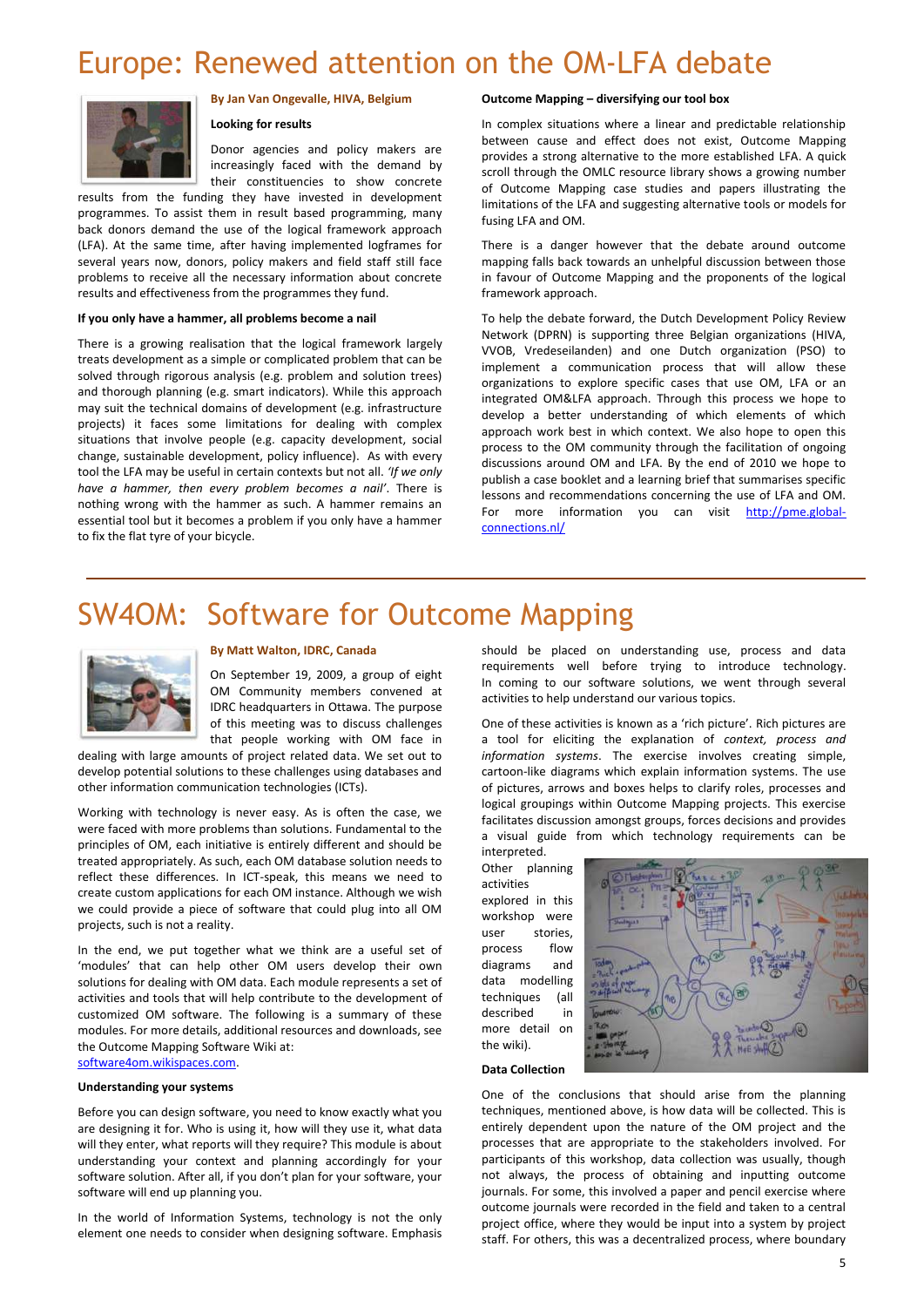# Europe: Renewed attention on the OM-LFA debate

**By Jan Van Ongevalle, HIVA, Belgium**

**Looking for results**

Donor agencies and policy makers are increasingly faced with the demand by their constituencies to show concrete results from the funding they have invested in development programmes. To assist them in result based programming, many back donors demand the use of the logical framework approach (LFA). At the same time, after having implemented logframes for several years now, donors, policy makers and field staff still face problems to receive all the necessary information about concrete results and effectiveness from the programmes they fund.

**If you only have a hammer, all problems become a nail**

There is a growing realisation that the logical framework largely treats development as a simple or complicated problem that can be solved through rigorous analysis (e.g. problem and solution trees) and thorough planning (e.g. smart indicators). While this approach may suit the technical domains of development (e.g. infrastructure projects) it faces some limitations for dealing with complex situations that involve people (e.g. capacity development, social change, sustainable development, policy influence). As with every tool the LFA may be useful in certain contexts but not all. *'If we only have a hammer, then every problem becomes a nail'*. There is nothing wrong with the hammer as such. A hammer remains an essential tool but it becomes a problem if you only have a hammer to fix the flat tyre of your bicycle.

**Outcome Mapping – diversifying our tool box**

In complex situations where a linear and predictable relationship between cause and effect does not exist, Outcome Mapping provides a strong alternative to the more established LFA. A quick scroll through the OMLC resource library shows a growing number of Outcome Mapping case studies and papers illustrating the limitations of the LFA and suggesting alternative tools or models for fusing LFA and OM.

There is a danger however that the debate around outcome mapping falls back towards an unhelpful discussion between those in favour of Outcome Mapping and the proponents of the logical framework approach.

To help the debate forward, the Dutch Development Policy Review Network (DPRN) is supporting three Belgian organizations (HIVA, VVOB, Vredeseilanden) and one Dutch organization (PSO) to implement a communication process that will allow these organizations to explore specific cases that use OM, LFA or an integrated OM&LFA approach. Through this process we hope to develop a better understanding of which elements of which approach work best in which context. We also hope to open this process to the OM community through the facilitation of ongoing discussions around OM and LFA. By the end of 2010 we hope to publish a case booklet and a learning brief that summarises specific lessons and recommendations concerning the use of LFA and OM. For more information you can visit http://pme.global-connections.nl/

# SW4OM: Software for Outcome Mapping

**By Matt Walton, IDRC, Canada**

On September 19, 2009, a group of eight OM Community members convened at IDRC headquarters in Ottawa. The purpose of this meeting was to discuss challenges that people working with OM face in dealing with large amounts of project related data. We set out to develop potential solutions to these challenges using databases and other information communication technologies (ICTs).

Working with technology is never easy. As is often the case, we were faced with more problems than solutions. Fundamental to the principles of OM, each initiative is entirely different and should be treated appropriately. As such, each OM database solution needs to reflect these differences. In ICT-speak, this means we need to create custom applications for each OM instance. Although we wish we could provide a piece of software that could plug into all OM projects, such is not a reality.

In the end, we put together what we think are a useful set of 'modules' that can help other OM users develop their own solutions for dealing with OM data. Each module represents a set of activities and tools that will help contribute to the development of customized OM software. The following is a summary of these modules. For more details, additional resources and downloads, see the Outcome Mapping Software Wiki at: software4om.wikispaces.com.

**Understanding your systems**

Before you can design software, you need to know exactly what you are designing it for. Who is using it, how will they use it, what data will they enter, what reports will they require? This module is about understanding your context and planning accordingly for your software solution. After all, if you don't plan for your software, your software will end up planning you.

In the world of Information Systems, technology is not the only element one needs to consider when designing software. Emphasis should be placed on understanding use, process and data requirements well before trying to introduce technology. In coming to our software solutions, we went through several activities to help understand our various topics.

One of these activities is known as a 'rich picture'. Rich pictures are a tool for eliciting the explanation of *context, process and information systems*. The exercise involves creating simple, cartoon-like diagrams which explain information systems. The use of pictures, arrows and boxes helps to clarify roles, processes and logical groupings within Outcome Mapping projects. This exercise facilitates discussion amongst groups, forces decisions and provides a visual guide from which technology requirements can be interpreted.

Other planning activities explored in this workshop were user stories, process flow diagrams and data modelling techniques (all described in more detail on the wiki).

**Data Collection**

One of the conclusions that should arise from the planning techniques, mentioned above, is how data will be collected. This is entirely dependent upon the nature of the OM project and the processes that are appropriate to the stakeholders involved. For participants of this workshop, data collection was usually, though not always, the process of obtaining and inputting outcome journals. For some, this involved a paper and pencil exercise where outcome journals were recorded in the field and taken to a central project office, where they would be input into a system by project staff. For others, this was a decentralized process, where boundary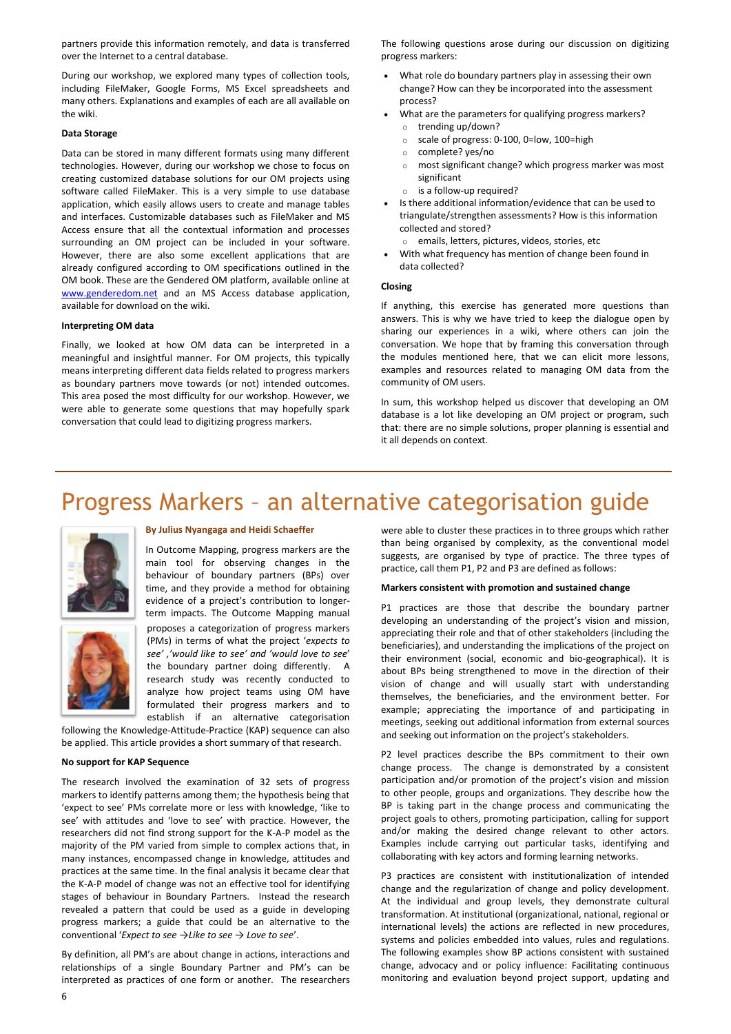partners provide this information remotely, and data is transferred over the Internet to a central database.

During our workshop, we explored many types of collection tools, including FileMaker, Google Forms, MS Excel spreadsheets and many others. Explanations and examples of each are all available on the wiki.

**Data Storage**

Data can be stored in many different formats using many different technologies. However, during our workshop we chose to focus on creating customized database solutions for our OM projects using software called FileMaker. This is a very simple to use database application, which easily allows users to create and manage tables and interfaces. Customizable databases such as FileMaker and MS Access ensure that all the contextual information and processes surrounding an OM project can be included in your software. However, there are also some excellent applications that are already configured according to OM specifications outlined in the OM book. These are the Gendered OM platform, available online at www.genderedom.net and an MS Access database application, available for download on the wiki.

**Interpreting OM data**

Finally, we looked at how OM data can be interpreted in a meaningful and insightful manner. For OM projects, this typically means interpreting different data fields related to progress markers as boundary partners move towards (or not) intended outcomes. This area posed the most difficulty for our workshop. However, we were able to generate some questions that may hopefully spark conversation that could lead to digitizing progress markers.

The following questions arose during our discussion on digitizing progress markers:

- What role do boundary partners play in assessing their own change? How can they be incorporated into the assessment process?
- What are the parameters for qualifying progress markers?
  - trending up/down?
  - scale of progress: 0-100, 0=low, 100=high
  - complete? yes/no
  - most significant change? which progress marker was most significant
  - is a follow-up required?
- Is there additional information/evidence that can be used to triangulate/strengthen assessments? How is this information collected and stored?
  - emails, letters, pictures, videos, stories, etc
- With what frequency has mention of change been found in data collected?

**Closing**

If anything, this exercise has generated more questions than answers. This is why we have tried to keep the dialogue open by sharing our experiences in a wiki, where others can join the conversation. We hope that by framing this conversation through the modules mentioned here, that we can elicit more lessons, examples and resources related to managing OM data from the community of OM users.

In sum, this workshop helped us discover that developing an OM database is a lot like developing an OM project or program, such that: there are no simple solutions, proper planning is essential and it all depends on context.

# Progress Markers – an alternative categorisation guide

**By Julius Nyangaga and Heidi Schaeffer**

In Outcome Mapping, progress markers are the main tool for observing changes in the behaviour of boundary partners (BPs) over time, and they provide a method for obtaining evidence of a project's contribution to longer-term impacts. The Outcome Mapping manual proposes a categorization of progress markers (PMs) in terms of what the project '*expects to see*' ,'*would like to see*' and '*would love to see*' the boundary partner doing differently. A research study was recently conducted to analyze how project teams using OM have formulated their progress markers and to establish if an alternative categorisation following the Knowledge-Attitude-Practice (KAP) sequence can also be applied. This article provides a short summary of that research.

**No support for KAP Sequence**

The research involved the examination of 32 sets of progress markers to identify patterns among them; the hypothesis being that 'expect to see' PMs correlate more or less with knowledge, 'like to see' with attitudes and 'love to see' with practice. However, the researchers did not find strong support for the K-A-P model as the majority of the PM varied from simple to complex actions that, in many instances, encompassed change in knowledge, attitudes and practices at the same time. In the final analysis it became clear that the K-A-P model of change was not an effective tool for identifying stages of behaviour in Boundary Partners. Instead the research revealed a pattern that could be used as a guide in developing progress markers; a guide that could be an alternative to the conventional '*Expect to see → Like to see → Love to see*'.

By definition, all PM's are about change in actions, interactions and relationships of a single Boundary Partner and PM's can be interpreted as practices of one form or another. The researchers were able to cluster these practices in to three groups which rather than being organised by complexity, as the conventional model suggests, are organised by type of practice. The three types of practice, call them P1, P2 and P3 are defined as follows:

**Markers consistent with promotion and sustained change**

P1 practices are those that describe the boundary partner developing an understanding of the project's vision and mission, appreciating their role and that of other stakeholders (including the beneficiaries), and understanding the implications of the project on their environment (social, economic and bio-geographical). It is about BPs being strengthened to move in the direction of their vision of change and will usually start with understanding themselves, the beneficiaries, and the environment better. For example; appreciating the importance of and participating in meetings, seeking out additional information from external sources and seeking out information on the project's stakeholders.

P2 level practices describe the BPs commitment to their own change process. The change is demonstrated by a consistent participation and/or promotion of the project's vision and mission to other people, groups and organizations. They describe how the BP is taking part in the change process and communicating the project goals to others, promoting participation, calling for support and/or making the desired change relevant to other actors. Examples include carrying out particular tasks, identifying and collaborating with key actors and forming learning networks.

P3 practices are consistent with institutionalization of intended change and the regularization of change and policy development. At the individual and group levels, they demonstrate cultural transformation. At institutional (organizational, national, regional or international levels) the actions are reflected in new procedures, systems and policies embedded into values, rules and regulations. The following examples show BP actions consistent with sustained change, advocacy and or policy influence: Facilitating continuous monitoring and evaluation beyond project support, updating and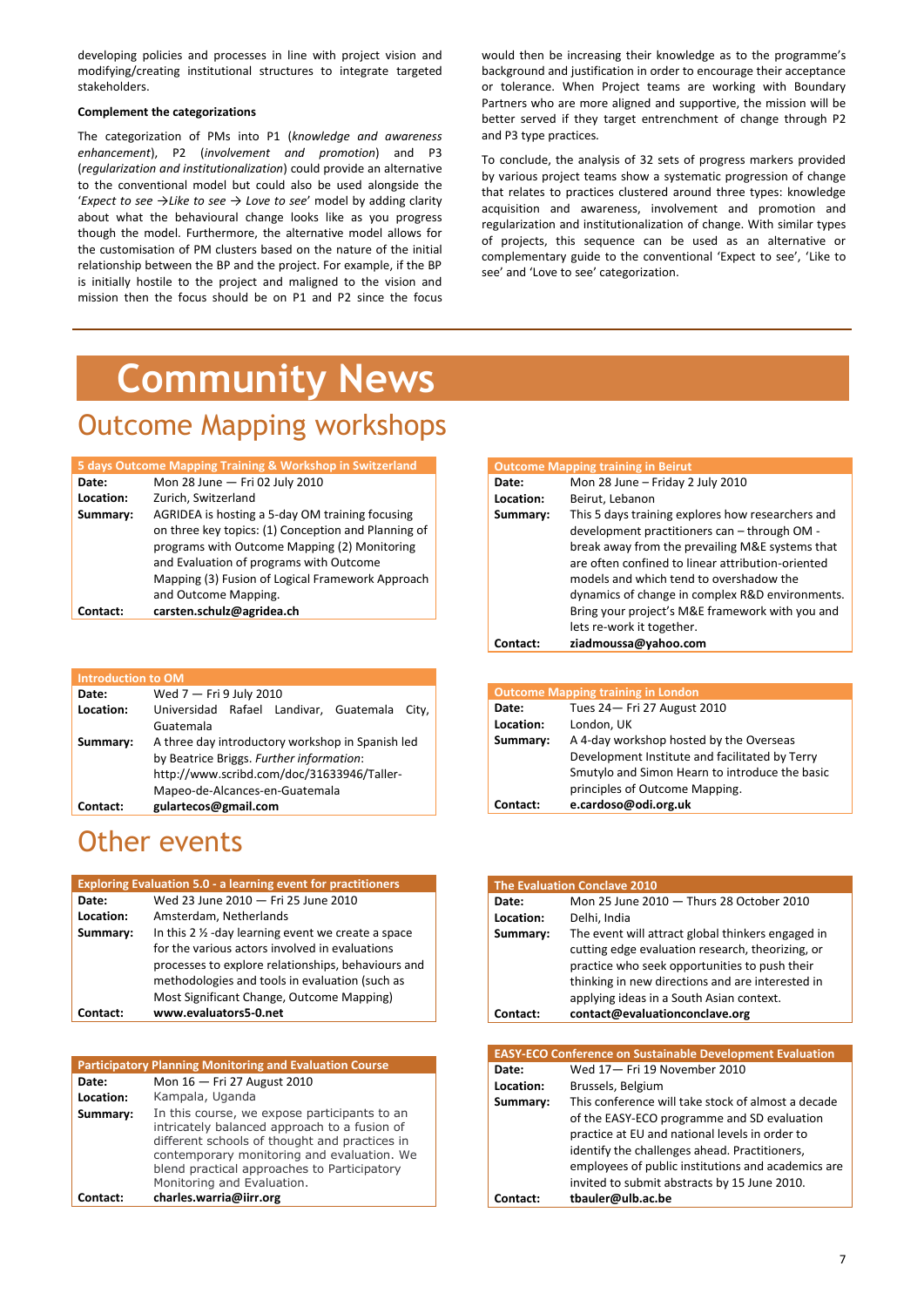developing policies and processes in line with project vision and modifying/creating institutional structures to integrate targeted stakeholders.

**Complement the categorizations**

The categorization of PMs into P1 (*knowledge and awareness enhancement*), P2 (*involvement and promotion*) and P3 (*regularization and institutionalization*) could provide an alternative to the conventional model but could also be used alongside the '*Expect to see →Like to see → Love to see*' model by adding clarity about what the behavioural change looks like as you progress though the model. Furthermore, the alternative model allows for the customisation of PM clusters based on the nature of the initial relationship between the BP and the project. For example, if the BP is initially hostile to the project and maligned to the vision and mission then the focus should be on P1 and P2 since the focus would then be increasing their knowledge as to the programme's background and justification in order to encourage their acceptance or tolerance. When Project teams are working with Boundary Partners who are more aligned and supportive, the mission will be better served if they target entrenchment of change through P2 and P3 type practices.

To conclude, the analysis of 32 sets of progress markers provided by various project teams show a systematic progression of change that relates to practices clustered around three types: knowledge acquisition and awareness, involvement and promotion and regularization and institutionalization of change. With similar types of projects, this sequence can be used as an alternative or complementary guide to the conventional 'Expect to see', 'Like to see' and 'Love to see' categorization.

# Community News

## Outcome Mapping workshops

| 5 days Outcome Mapping Training & Workshop in Switzerland | |
|---|---|
| **Date:** | Mon 28 June — Fri 02 July 2010 |
| **Location:** | Zurich, Switzerland |
| **Summary:** | AGRIDEA is hosting a 5-day OM training focusing on three key topics: (1) Conception and Planning of programs with Outcome Mapping (2) Monitoring and Evaluation of programs with Outcome Mapping (3) Fusion of Logical Framework Approach and Outcome Mapping. |
| **Contact:** | **carsten.schulz@agridea.ch** |

| Outcome Mapping training in Beirut | |
|---|---|
| **Date:** | Mon 28 June – Friday 2 July 2010 |
| **Location:** | Beirut, Lebanon |
| **Summary:** | This 5 days training explores how researchers and development practitioners can – through OM - break away from the prevailing M&E systems that are often confined to linear attribution-oriented models and which tend to overshadow the dynamics of change in complex R&D environments. Bring your project's M&E framework with you and lets re-work it together. |
| **Contact:** | **ziadmoussa@yahoo.com** |

| Introduction to OM | |
|---|---|
| **Date:** | Wed 7 — Fri 9 July 2010 |
| **Location:** | Universidad Rafael Landivar, Guatemala City, Guatemala |
| **Summary:** | A three day introductory workshop in Spanish led by Beatrice Briggs. *Further information*: http://www.scribd.com/doc/31633946/Taller-Mapeo-de-Alcances-en-Guatemala |
| **Contact:** | **gulartecos@gmail.com** |

| Outcome Mapping training in London | |
|---|---|
| **Date:** | Tues 24— Fri 27 August 2010 |
| **Location:** | London, UK |
| **Summary:** | A 4-day workshop hosted by the Overseas Development Institute and facilitated by Terry Smutylo and Simon Hearn to introduce the basic principles of Outcome Mapping. |
| **Contact:** | **e.cardoso@odi.org.uk** |

## Other events

| Exploring Evaluation 5.0 - a learning event for practitioners | |
|---|---|
| **Date:** | Wed 23 June 2010 — Fri 25 June 2010 |
| **Location:** | Amsterdam, Netherlands |
| **Summary:** | In this 2 ½ -day learning event we create a space for the various actors involved in evaluations processes to explore relationships, behaviours and methodologies and tools in evaluation (such as Most Significant Change, Outcome Mapping) |
| **Contact:** | **www.evaluators5-0.net** |

| The Evaluation Conclave 2010 | |
|---|---|
| **Date:** | Mon 25 June 2010 — Thurs 28 October 2010 |
| **Location:** | Delhi, India |
| **Summary:** | The event will attract global thinkers engaged in cutting edge evaluation research, theorizing, or practice who seek opportunities to push their thinking in new directions and are interested in applying ideas in a South Asian context. |
| **Contact:** | **contact@evaluationconclave.org** |

| Participatory Planning Monitoring and Evaluation Course | |
|---|---|
| **Date:** | Mon 16 — Fri 27 August 2010 |
| **Location:** | Kampala, Uganda |
| **Summary:** | In this course, we expose participants to an intricately balanced approach to a fusion of different schools of thought and practices in contemporary monitoring and evaluation. We blend practical approaches to Participatory Monitoring and Evaluation. |
| **Contact:** | **charles.warria@iirr.org** |

| EASY-ECO Conference on Sustainable Development Evaluation | |
|---|---|
| **Date:** | Wed 17— Fri 19 November 2010 |
| **Location:** | Brussels, Belgium |
| **Summary:** | This conference will take stock of almost a decade of the EASY-ECO programme and SD evaluation practice at EU and national levels in order to identify the challenges ahead. Practitioners, employees of public institutions and academics are invited to submit abstracts by 15 June 2010. |
| **Contact:** | **tbauler@ulb.ac.be** |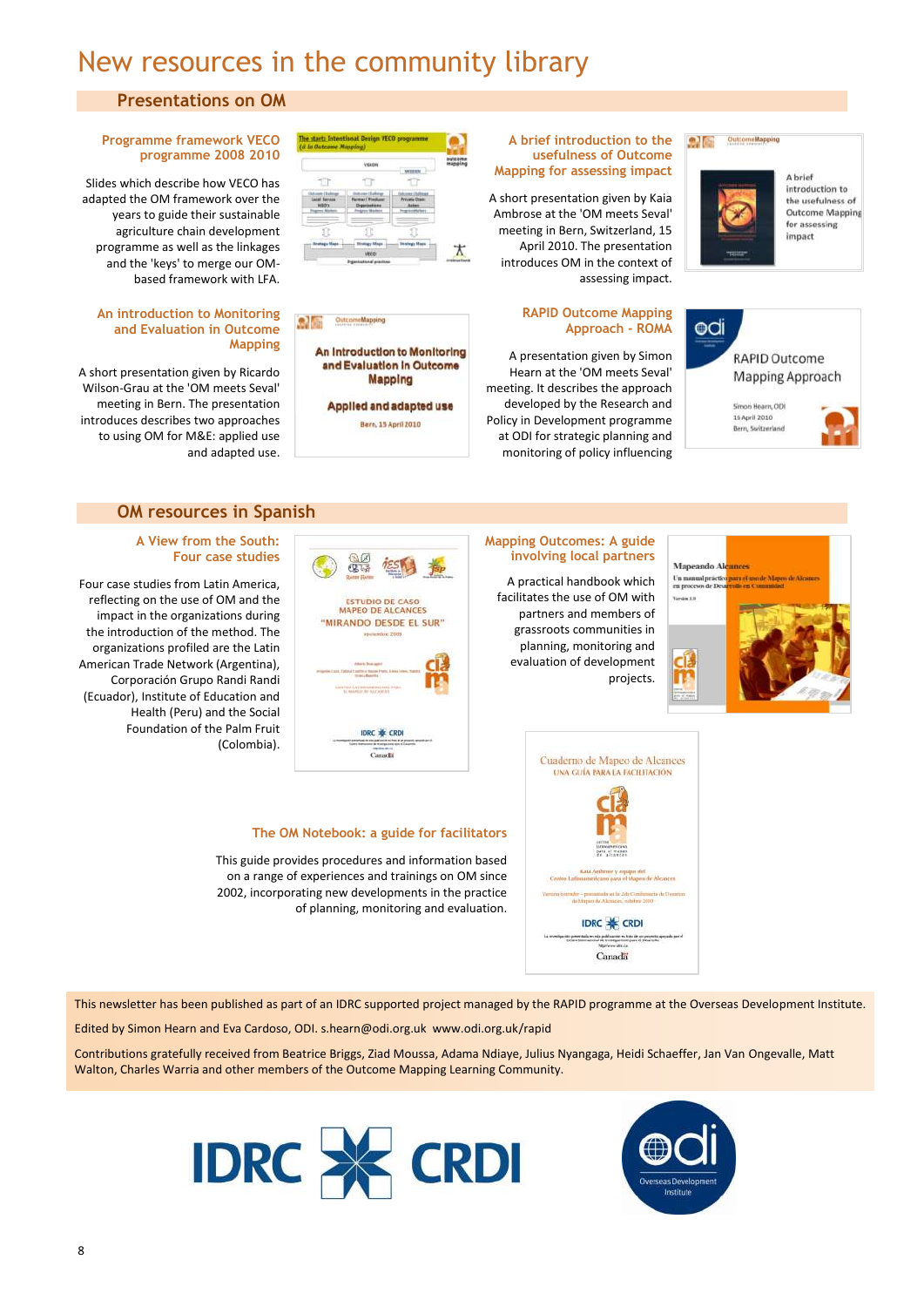# New resources in the community library

## Presentations on OM

### Programme framework VECO programme 2008 2010

Slides which describe how VECO has adapted the OM framework over the years to guide their sustainable agriculture chain development programme as well as the linkages and the 'keys' to merge our OM-based framework with LFA.

### A brief introduction to the usefulness of Outcome Mapping for assessing impact

A short presentation given by Kaia Ambrose at the 'OM meets Seval' meeting in Bern, Switzerland, 15 April 2010. The presentation introduces OM in the context of assessing impact.

### An introduction to Monitoring and Evaluation in Outcome Mapping

A short presentation given by Ricardo Wilson-Grau at the 'OM meets Seval' meeting in Bern. The presentation introduces describes two approaches to using OM for M&E: applied use and adapted use.

### RAPID Outcome Mapping Approach - ROMA

A presentation given by Simon Hearn at the 'OM meets Seval' meeting. It describes the approach developed by the Research and Policy in Development programme at ODI for strategic planning and monitoring of policy influencing

## OM resources in Spanish

### A View from the South: Four case studies

Four case studies from Latin America, reflecting on the use of OM and the impact in the organizations during the introduction of the method. The organizations profiled are the Latin American Trade Network (Argentina), Corporación Grupo Randi Randi (Ecuador), Institute of Education and Health (Peru) and the Social Foundation of the Palm Fruit (Colombia).

### Mapping Outcomes: A guide involving local partners

A practical handbook which facilitates the use of OM with partners and members of grassroots communities in planning, monitoring and evaluation of development projects.

### The OM Notebook: a guide for facilitators

This guide provides procedures and information based on a range of experiences and trainings on OM since 2002, incorporating new developments in the practice of planning, monitoring and evaluation.

This newsletter has been published as part of an IDRC supported project managed by the RAPID programme at the Overseas Development Institute.

Edited by Simon Hearn and Eva Cardoso, ODI. s.hearn@odi.org.uk www.odi.org.uk/rapid

Contributions gratefully received from Beatrice Briggs, Ziad Moussa, Adama Ndiaye, Julius Nyangaga, Heidi Schaeffer, Jan Van Ongevalle, Matt Walton, Charles Warria and other members of the Outcome Mapping Learning Community.